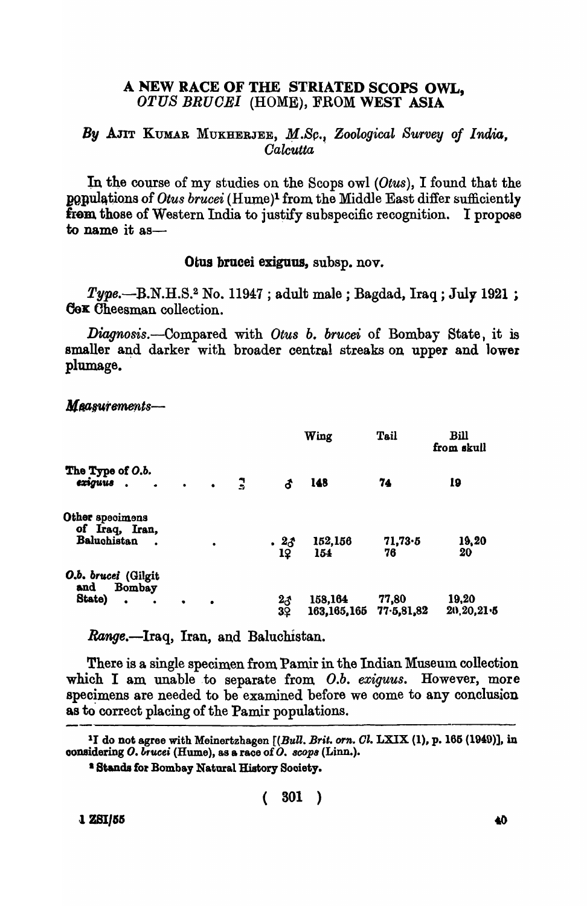# A NEW RACE OF THE STRIATED SCOPS OWL, *OTUS BRUCEI* (HOME), FROM WEST ASIA

*By* AJIT KUMAR MUKHERJEE, *M.Sc., Zoological Survey of India, Calcutta*

In the course of my studies on the Scops owl (*Otus*), I found that the populations of *Otus brucei* (Hume)[1] from the Middle East differ sufficiently from those of Western India to justify subspecific recognition. I propose to name it as—

**Otus brucei exiguus, subsp. nov.**

*Type.*—B.N.H.S.[2] No. 11947 ; adult male ; Bagdad, Iraq ; July 1921 ; Cox Cheesman collection.

*Diagnosis.*—Compared with *Otus b. brucei* of Bombay State, it is smaller and darker with broader central streaks on upper and lower plumage.

*Measurements*—

| | | Wing | Tail | Bill from skull |
|---|---|---|---|---|
| The Type of *O.b. exiguus* | ♂ | 148 | 74 | 19 |
| Other specimens of Iraq, Iran, Baluchistan | 2♂ | 152,156 | 71,73·5 | 19,20 |
| | 1♀ | 154 | 76 | 20 |
| *O.b. brucei* (Gilgit and Bombay State) | 2♂ | 158,164 | 77,80 | 19,20 |
| | 3♀ | 163,165,165 | 77·5,81,82 | 20,20,21·5 |

*Range.*—Iraq, Iran, and Baluchistan.

There is a single specimen from Pamir in the Indian Museum collection which I am unable to separate from *O.b. exiguus*. However, more specimens are needed to be examined before we come to any conclusion as to correct placing of the Pamir populations.

---

[1] I do not agree with Meinertzhagen [(*Bull. Brit. orn. Cl.* LXIX (1), p. 165 (1949)], in considering *O. brucei* (Hume), as a race of *O. scops* (Linn.).

[2] Stands for Bombay Natural History Society.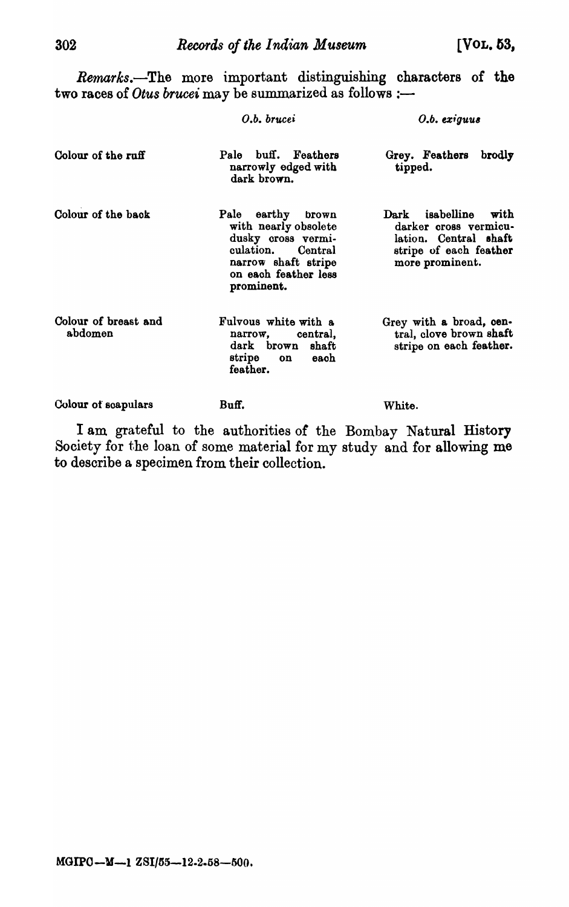*Remarks*.—The more important distinguishing characters of the two races of *Otus brucei* may be summarized as follows :—

| | *O.b. brucei* | *O.b. exiguus* |
|---|---|---|
| Colour of the ruff | Pale buff. Feathers narrowly edged with dark brown. | Grey. Feathers brodly tipped. |
| Colour of the back | Pale earthy brown with nearly obsolete dusky cross vermiculation. Central narrow shaft stripe on each feather less prominent. | Dark isabelline with darker cross vermiculation. Central shaft stripe of each feather more prominent. |
| Colour of breast and abdomen | Fulvous white with a narrow, central, dark brown shaft stripe on each feather. | Grey with a broad, central, clove brown shaft stripe on each feather. |
| Colour ot scapulars | Buff. | White. |

I am grateful to the authorities of the Bombay Natural History Society for the loan of some material for my study and for allowing me to describe a specimen from their collection.

MGIPC—M—1 ZSI/55—12-2-58—500.